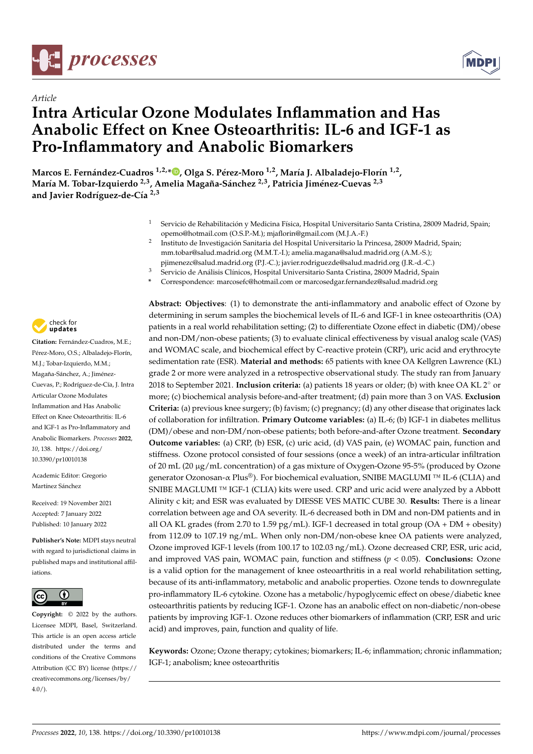Article

# Intra Articular Ozone Modulates Inflammation and Has Anabolic Effect on Knee Osteoarthritis: IL-6 and IGF-1 as Pro-Inflammatory and Anabolic Biomarkers

**Marcos E. Fernández-Cuadros [1,2,*], Olga S. Pérez-Moro [1,2], María J. Albaladejo-Florín [1,2], María M. Tobar-Izquierdo [2,3], Amelia Magaña-Sánchez [2,3], Patricia Jiménez-Cuevas [2,3] and Javier Rodríguez-de-Cía [2,3]**

[1] Servicio de Rehabilitación y Medicina Física, Hospital Universitario Santa Cristina, 28009 Madrid, Spain; opemo@hotmail.com (O.S.P.-M.); mjaflorin@gmail.com (M.J.A.-F.)

[2] Instituto de Investigación Sanitaria del Hospital Universitario la Princesa, 28009 Madrid, Spain; mm.tobar@salud.madrid.org (M.M.T.-I.); amelia.magana@salud.madrid.org (A.M.-S.); pjimenezc@salud.madrid.org (P.J.-C.); javier.rodriguezde@salud.madrid.org (J.R.-d.-C.)

[3] Servicio de Análisis Clínicos, Hospital Universitario Santa Cristina, 28009 Madrid, Spain

* Correspondence: marcosefc@hotmail.com or marcosedgar.fernandez@salud.madrid.org

**Abstract: Objectives**: (1) to demonstrate the anti-inflammatory and anabolic effect of Ozone by determining in serum samples the biochemical levels of IL-6 and IGF-1 in knee osteoarthritis (OA) patients in a real world rehabilitation setting; (2) to differentiate Ozone effect in diabetic (DM)/obese and non-DM/non-obese patients; (3) to evaluate clinical effectiveness by visual analog scale (VAS) and WOMAC scale, and biochemical effect by C-reactive protein (CRP), uric acid and erythrocyte sedimentation rate (ESR). **Material and methods:** 65 patients with knee OA Kellgren Lawrence (KL) grade 2 or more were analyzed in a retrospective observational study. The study ran from January 2018 to September 2021. **Inclusion criteria:** (a) patients 18 years or older; (b) with knee OA KL 2° or more; (c) biochemical analysis before-and-after treatment; (d) pain more than 3 on VAS. **Exclusion Criteria:** (a) previous knee surgery; (b) favism; (c) pregnancy; (d) any other disease that originates lack of collaboration for infiltration. **Primary Outcome variables:** (a) IL-6; (b) IGF-1 in diabetes mellitus (DM)/obese and non-DM/non-obese patients; both before-and-after Ozone treatment. **Secondary Outcome variables:** (a) CRP, (b) ESR, (c) uric acid, (d) VAS pain, (e) WOMAC pain, function and stiffness. Ozone protocol consisted of four sessions (once a week) of an intra-articular infiltration of 20 mL (20 μg/mL concentration) of a gas mixture of Oxygen-Ozone 95-5% (produced by Ozone generator Ozonosan-α Plus®). For biochemical evaluation, SNIBE MAGLUMI ™ IL-6 (CLIA) and SNIBE MAGLUMI ™ IGF-1 (CLIA) kits were used. CRP and uric acid were analyzed by a Abbott Alinity c kit; and ESR was evaluated by DIESSE VES MATIC CUBE 30. **Results:** There is a linear correlation between age and OA severity. IL-6 decreased both in DM and non-DM patients and in all OA KL grades (from 2.70 to 1.59 pg/mL). IGF-1 decreased in total group (OA + DM + obesity) from 112.09 to 107.19 ng/mL. When only non-DM/non-obese knee OA patients were analyzed, Ozone improved IGF-1 levels (from 100.17 to 102.03 ng/mL). Ozone decreased CRP, ESR, uric acid, and improved VAS pain, WOMAC pain, function and stiffness ($p < 0.05$). **Conclusions:** Ozone is a valid option for the management of knee osteoarthritis in a real world rehabilitation setting, because of its anti-inflammatory, metabolic and anabolic properties. Ozone tends to downregulate pro-inflammatory IL-6 cytokine. Ozone has a metabolic/hypoglycemic effect on obese/diabetic knee osteoarthritis patients by reducing IGF-1. Ozone has an anabolic effect on non-diabetic/non-obese patients by improving IGF-1. Ozone reduces other biomarkers of inflammation (CRP, ESR and uric acid) and improves, pain, function and quality of life.

**Keywords:** Ozone; Ozone therapy; cytokines; biomarkers; IL-6; inflammation; chronic inflammation; IGF-1; anabolism; knee osteoarthritis

**Citation:** Fernández-Cuadros, M.E.; Pérez-Moro, O.S.; Albaladejo-Florín, M.J.; Tobar-Izquierdo, M.M.; Magaña-Sánchez, A.; Jiménez-Cuevas, P.; Rodríguez-de-Cía, J. Intra Articular Ozone Modulates Inflammation and Has Anabolic Effect on Knee Osteoarthritis: IL-6 and IGF-1 as Pro-Inflammatory and Anabolic Biomarkers. *Processes* **2022**, *10*, 138. https://doi.org/10.3390/pr10010138

Academic Editor: Gregorio Martínez Sánchez

Received: 19 November 2021
Accepted: 7 January 2022
Published: 10 January 2022

**Publisher's Note:** MDPI stays neutral with regard to jurisdictional claims in published maps and institutional affiliations.

**Copyright:** © 2022 by the authors. Licensee MDPI, Basel, Switzerland. This article is an open access article distributed under the terms and conditions of the Creative Commons Attribution (CC BY) license (https://creativecommons.org/licenses/by/4.0/).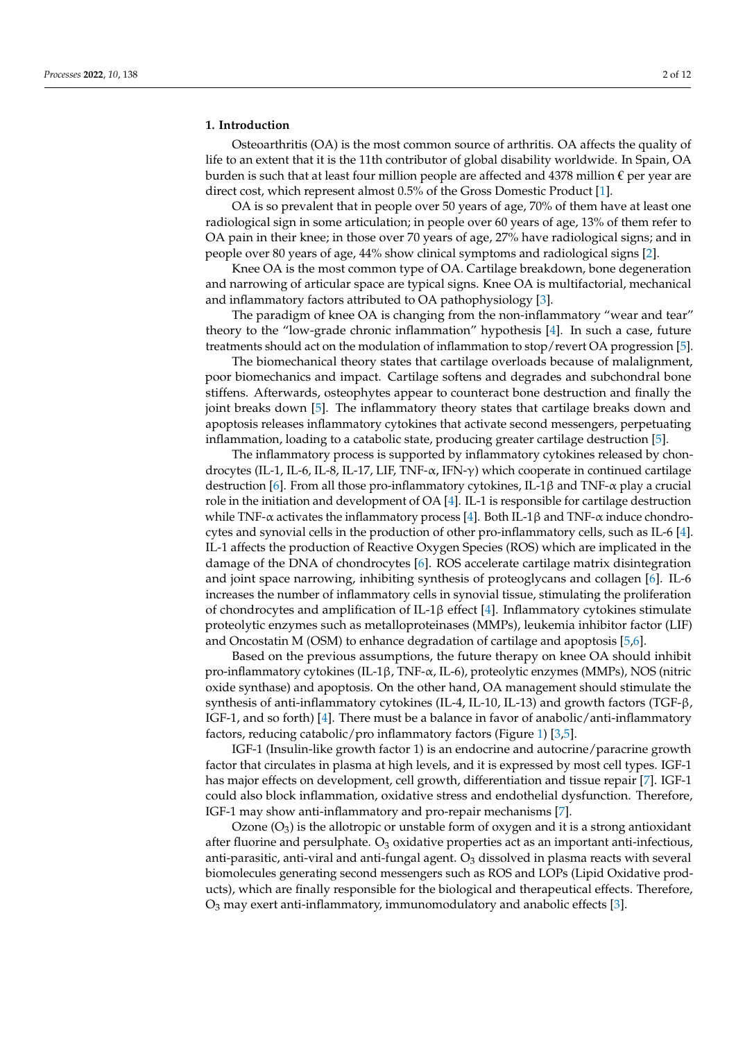## 1. Introduction

Osteoarthritis (OA) is the most common source of arthritis. OA affects the quality of life to an extent that it is the 11th contributor of global disability worldwide. In Spain, OA burden is such that at least four million people are affected and 4378 million € per year are direct cost, which represent almost 0.5% of the Gross Domestic Product [1].

OA is so prevalent that in people over 50 years of age, 70% of them have at least one radiological sign in some articulation; in people over 60 years of age, 13% of them refer to OA pain in their knee; in those over 70 years of age, 27% have radiological signs; and in people over 80 years of age, 44% show clinical symptoms and radiological signs [2].

Knee OA is the most common type of OA. Cartilage breakdown, bone degeneration and narrowing of articular space are typical signs. Knee OA is multifactorial, mechanical and inflammatory factors attributed to OA pathophysiology [3].

The paradigm of knee OA is changing from the non-inflammatory "wear and tear" theory to the "low-grade chronic inflammation" hypothesis [4]. In such a case, future treatments should act on the modulation of inflammation to stop/revert OA progression [5].

The biomechanical theory states that cartilage overloads because of malalignment, poor biomechanics and impact. Cartilage softens and degrades and subchondral bone stiffens. Afterwards, osteophytes appear to counteract bone destruction and finally the joint breaks down [5]. The inflammatory theory states that cartilage breaks down and apoptosis releases inflammatory cytokines that activate second messengers, perpetuating inflammation, loading to a catabolic state, producing greater cartilage destruction [5].

The inflammatory process is supported by inflammatory cytokines released by chondrocytes (IL-1, IL-6, IL-8, IL-17, LIF, TNF-α, IFN-γ) which cooperate in continued cartilage destruction [6]. From all those pro-inflammatory cytokines, IL-1β and TNF-α play a crucial role in the initiation and development of OA [4]. IL-1 is responsible for cartilage destruction while TNF-α activates the inflammatory process [4]. Both IL-1β and TNF-α induce chondrocytes and synovial cells in the production of other pro-inflammatory cells, such as IL-6 [4]. IL-1 affects the production of Reactive Oxygen Species (ROS) which are implicated in the damage of the DNA of chondrocytes [6]. ROS accelerate cartilage matrix disintegration and joint space narrowing, inhibiting synthesis of proteoglycans and collagen [6]. IL-6 increases the number of inflammatory cells in synovial tissue, stimulating the proliferation of chondrocytes and amplification of IL-1β effect [4]. Inflammatory cytokines stimulate proteolytic enzymes such as metalloproteinases (MMPs), leukemia inhibitor factor (LIF) and Oncostatin M (OSM) to enhance degradation of cartilage and apoptosis [5,6].

Based on the previous assumptions, the future therapy on knee OA should inhibit pro-inflammatory cytokines (IL-1β, TNF-α, IL-6), proteolytic enzymes (MMPs), NOS (nitric oxide synthase) and apoptosis. On the other hand, OA management should stimulate the synthesis of anti-inflammatory cytokines (IL-4, IL-10, IL-13) and growth factors (TGF-β, IGF-1, and so forth) [4]. There must be a balance in favor of anabolic/anti-inflammatory factors, reducing catabolic/pro inflammatory factors (Figure 1) [3,5].

IGF-1 (Insulin-like growth factor 1) is an endocrine and autocrine/paracrine growth factor that circulates in plasma at high levels, and it is expressed by most cell types. IGF-1 has major effects on development, cell growth, differentiation and tissue repair [7]. IGF-1 could also block inflammation, oxidative stress and endothelial dysfunction. Therefore, IGF-1 may show anti-inflammatory and pro-repair mechanisms [7].

Ozone ($O_3$) is the allotropic or unstable form of oxygen and it is a strong antioxidant after fluorine and persulphate. $O_3$ oxidative properties act as an important anti-infectious, anti-parasitic, anti-viral and anti-fungal agent. $O_3$ dissolved in plasma reacts with several biomolecules generating second messengers such as ROS and LOPs (Lipid Oxidative products), which are finally responsible for the biological and therapeutical effects. Therefore, $O_3$ may exert anti-inflammatory, immunomodulatory and anabolic effects [3].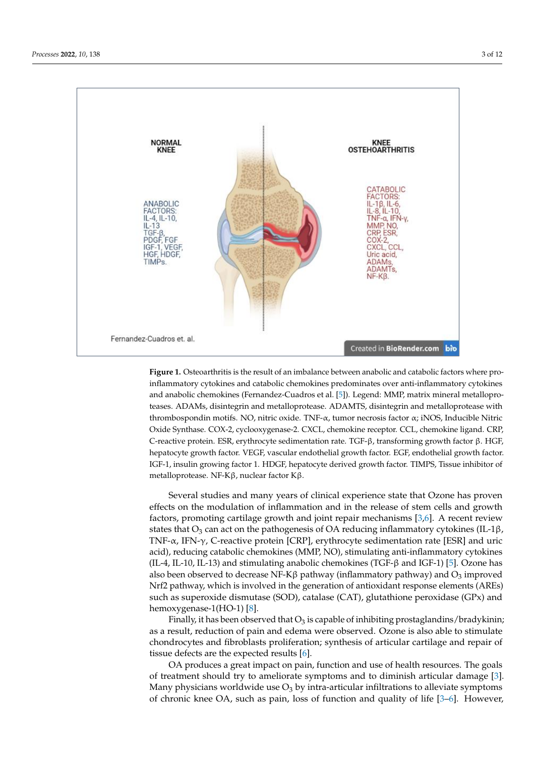**Figure 1.** Osteoarthritis is the result of an imbalance between anabolic and catabolic factors where pro-inflammatory cytokines and catabolic chemokines predominates over anti-inflammatory cytokines and anabolic chemokines (Fernandez-Cuadros et al. [5]). Legend: MMP, matrix mineral metalloproteases. ADAMs, disintegrin and metalloprotease. ADAMTS, disintegrin and metalloprotease with thrombospondin motifs. NO, nitric oxide. TNF-α, tumor necrosis factor α; iNOS, Inducible Nitric Oxide Synthase. COX-2, cyclooxygenase-2. CXCL, chemokine receptor. CCL, chemokine ligand. CRP, C-reactive protein. ESR, erythrocyte sedimentation rate. TGF-β, transforming growth factor β. HGF, hepatocyte growth factor. VEGF, vascular endothelial growth factor. EGF, endothelial growth factor. IGF-1, insulin growing factor 1. HDGF, hepatocyte derived growth factor. TIMPS, Tissue inhibitor of metalloprotease. NF-Kβ, nuclear factor Kβ.

Several studies and many years of clinical experience state that Ozone has proven effects on the modulation of inflammation and in the release of stem cells and growth factors, promoting cartilage growth and joint repair mechanisms [3,6]. A recent review states that $O_3$ can act on the pathogenesis of OA reducing inflammatory cytokines (IL-1β, TNF-α, IFN-γ, C-reactive protein [CRP], erythrocyte sedimentation rate [ESR] and uric acid), reducing catabolic chemokines (MMP, NO), stimulating anti-inflammatory cytokines (IL-4, IL-10, IL-13) and stimulating anabolic chemokines (TGF-β and IGF-1) [5]. Ozone has also been observed to decrease NF-Kβ pathway (inflammatory pathway) and $O_3$ improved Nrf2 pathway, which is involved in the generation of antioxidant response elements (AREs) such as superoxide dismutase (SOD), catalase (CAT), glutathione peroxidase (GPx) and hemoxygenase-1(HO-1) [8].

Finally, it has been observed that $O_3$ is capable of inhibiting prostaglandins/bradykinin; as a result, reduction of pain and edema were observed. Ozone is also able to stimulate chondrocytes and fibroblasts proliferation; synthesis of articular cartilage and repair of tissue defects are the expected results [6].

OA produces a great impact on pain, function and use of health resources. The goals of treatment should try to ameliorate symptoms and to diminish articular damage [3]. Many physicians worldwide use $O_3$ by intra-articular infiltrations to alleviate symptoms of chronic knee OA, such as pain, loss of function and quality of life [3–6]. However,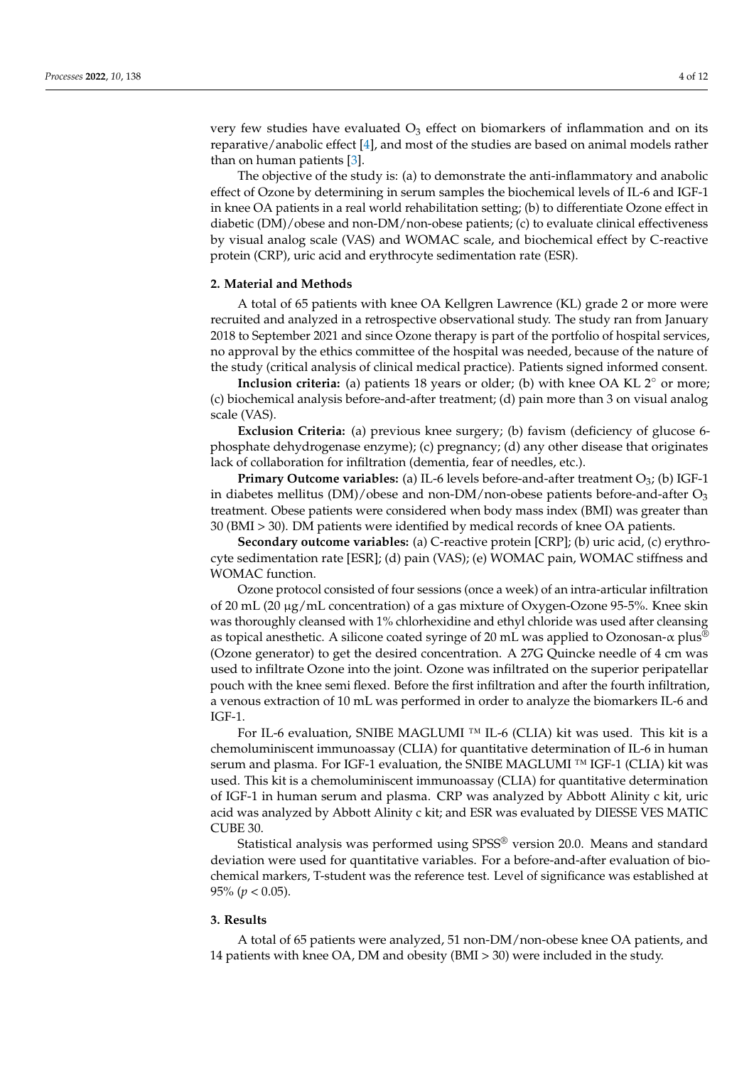very few studies have evaluated $O_3$ effect on biomarkers of inflammation and on its reparative/anabolic effect [4], and most of the studies are based on animal models rather than on human patients [3].

The objective of the study is: (a) to demonstrate the anti-inflammatory and anabolic effect of Ozone by determining in serum samples the biochemical levels of IL-6 and IGF-1 in knee OA patients in a real world rehabilitation setting; (b) to differentiate Ozone effect in diabetic (DM)/obese and non-DM/non-obese patients; (c) to evaluate clinical effectiveness by visual analog scale (VAS) and WOMAC scale, and biochemical effect by C-reactive protein (CRP), uric acid and erythrocyte sedimentation rate (ESR).

## 2. Material and Methods

A total of 65 patients with knee OA Kellgren Lawrence (KL) grade 2 or more were recruited and analyzed in a retrospective observational study. The study ran from January 2018 to September 2021 and since Ozone therapy is part of the portfolio of hospital services, no approval by the ethics committee of the hospital was needed, because of the nature of the study (critical analysis of clinical medical practice). Patients signed informed consent.

**Inclusion criteria:** (a) patients 18 years or older; (b) with knee OA KL 2° or more; (c) biochemical analysis before-and-after treatment; (d) pain more than 3 on visual analog scale (VAS).

**Exclusion Criteria:** (a) previous knee surgery; (b) favism (deficiency of glucose 6-phosphate dehydrogenase enzyme); (c) pregnancy; (d) any other disease that originates lack of collaboration for infiltration (dementia, fear of needles, etc.).

**Primary Outcome variables:** (a) IL-6 levels before-and-after treatment $O_3$; (b) IGF-1 in diabetes mellitus (DM)/obese and non-DM/non-obese patients before-and-after $O_3$ treatment. Obese patients were considered when body mass index (BMI) was greater than 30 (BMI > 30). DM patients were identified by medical records of knee OA patients.

**Secondary outcome variables:** (a) C-reactive protein [CRP]; (b) uric acid, (c) erythrocyte sedimentation rate [ESR]; (d) pain (VAS); (e) WOMAC pain, WOMAC stiffness and WOMAC function.

Ozone protocol consisted of four sessions (once a week) of an intra-articular infiltration of 20 mL (20 μg/mL concentration) of a gas mixture of Oxygen-Ozone 95-5%. Knee skin was thoroughly cleansed with 1% chlorhexidine and ethyl chloride was used after cleansing as topical anesthetic. A silicone coated syringe of 20 mL was applied to Ozonosan-α plus® (Ozone generator) to get the desired concentration. A 27G Quincke needle of 4 cm was used to infiltrate Ozone into the joint. Ozone was infiltrated on the superior peripatellar pouch with the knee semi flexed. Before the first infiltration and after the fourth infiltration, a venous extraction of 10 mL was performed in order to analyze the biomarkers IL-6 and IGF-1.

For IL-6 evaluation, SNIBE MAGLUMI ™ IL-6 (CLIA) kit was used. This kit is a chemoluminiscent immunoassay (CLIA) for quantitative determination of IL-6 in human serum and plasma. For IGF-1 evaluation, the SNIBE MAGLUMI ™ IGF-1 (CLIA) kit was used. This kit is a chemoluminiscent immunoassay (CLIA) for quantitative determination of IGF-1 in human serum and plasma. CRP was analyzed by Abbott Alinity c kit, uric acid was analyzed by Abbott Alinity c kit; and ESR was evaluated by DIESSE VES MATIC CUBE 30.

Statistical analysis was performed using SPSS® version 20.0. Means and standard deviation were used for quantitative variables. For a before-and-after evaluation of biochemical markers, T-student was the reference test. Level of significance was established at 95% ($p < 0.05$).

## 3. Results

A total of 65 patients were analyzed, 51 non-DM/non-obese knee OA patients, and 14 patients with knee OA, DM and obesity (BMI > 30) were included in the study.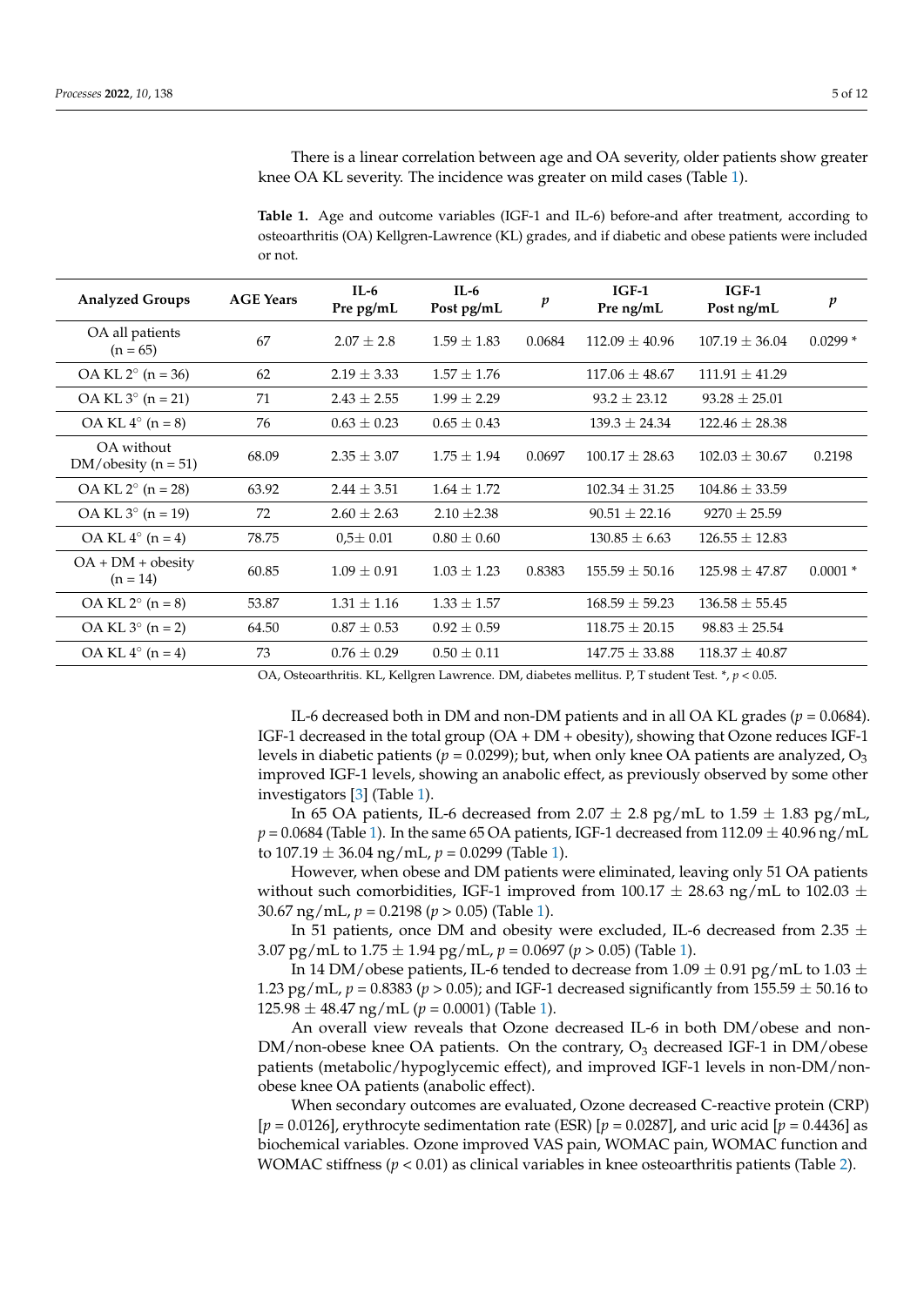There is a linear correlation between age and OA severity, older patients show greater knee OA KL severity. The incidence was greater on mild cases (Table 1).

**Table 1.** Age and outcome variables (IGF-1 and IL-6) before-and after treatment, according to osteoarthritis (OA) Kellgren-Lawrence (KL) grades, and if diabetic and obese patients were included or not.

| Analyzed Groups | AGE Years | IL-6 Pre pg/mL | IL-6 Post pg/mL | *p* | IGF-1 Pre ng/mL | IGF-1 Post ng/mL | *p* |
|---|---|---|---|---|---|---|---|
| OA all patients (n = 65) | 67 | 2.07 ± 2.8 | 1.59 ± 1.83 | 0.0684 | 112.09 ± 40.96 | 107.19 ± 36.04 | 0.0299 * |
| OA KL 2° (n = 36) | 62 | 2.19 ± 3.33 | 1.57 ± 1.76 | | 117.06 ± 48.67 | 111.91 ± 41.29 | |
| OA KL 3° (n = 21) | 71 | 2.43 ± 2.55 | 1.99 ± 2.29 | | 93.2 ± 23.12 | 93.28 ± 25.01 | |
| OA KL 4° (n = 8) | 76 | 0.63 ± 0.23 | 0.65 ± 0.43 | | 139.3 ± 24.34 | 122.46 ± 28.38 | |
| OA without DM/obesity (n = 51) | 68.09 | 2.35 ± 3.07 | 1.75 ± 1.94 | 0.0697 | 100.17 ± 28.63 | 102.03 ± 30.67 | 0.2198 |
| OA KL 2° (n = 28) | 63.92 | 2.44 ± 3.51 | 1.64 ± 1.72 | | 102.34 ± 31.25 | 104.86 ± 33.59 | |
| OA KL 3° (n = 19) | 72 | 2.60 ± 2.63 | 2.10 ±2.38 | | 90.51 ± 22.16 | 9270 ± 25.59 | |
| OA KL 4° (n = 4) | 78.75 | 0,5± 0.01 | 0.80 ± 0.60 | | 130.85 ± 6.63 | 126.55 ± 12.83 | |
| OA + DM + obesity (n = 14) | 60.85 | 1.09 ± 0.91 | 1.03 ± 1.23 | 0.8383 | 155.59 ± 50.16 | 125.98 ± 47.87 | 0.0001 * |
| OA KL 2° (n = 8) | 53.87 | 1.31 ± 1.16 | 1.33 ± 1.57 | | 168.59 ± 59.23 | 136.58 ± 55.45 | |
| OA KL 3° (n = 2) | 64.50 | 0.87 ± 0.53 | 0.92 ± 0.59 | | 118.75 ± 20.15 | 98.83 ± 25.54 | |
| OA KL 4° (n = 4) | 73 | 0.76 ± 0.29 | 0.50 ± 0.11 | | 147.75 ± 33.88 | 118.37 ± 40.87 | |

OA, Osteoarthritis. KL, Kellgren Lawrence. DM, diabetes mellitus. P, T student Test. *, $p < 0.05$.

IL-6 decreased both in DM and non-DM patients and in all OA KL grades ($p = 0.0684$). IGF-1 decreased in the total group (OA + DM + obesity), showing that Ozone reduces IGF-1 levels in diabetic patients ($p = 0.0299$); but, when only knee OA patients are analyzed, $O_3$ improved IGF-1 levels, showing an anabolic effect, as previously observed by some other investigators [3] (Table 1).

In 65 OA patients, IL-6 decreased from 2.07 ± 2.8 pg/mL to 1.59 ± 1.83 pg/mL, $p = 0.0684$ (Table 1). In the same 65 OA patients, IGF-1 decreased from 112.09 ± 40.96 ng/mL to 107.19 ± 36.04 ng/mL, $p = 0.0299$ (Table 1).

However, when obese and DM patients were eliminated, leaving only 51 OA patients without such comorbidities, IGF-1 improved from 100.17 ± 28.63 ng/mL to 102.03 ± 30.67 ng/mL, $p = 0.2198$ ($p > 0.05$) (Table 1).

In 51 patients, once DM and obesity were excluded, IL-6 decreased from 2.35 ± 3.07 pg/mL to 1.75 ± 1.94 pg/mL, $p = 0.0697$ ($p > 0.05$) (Table 1).

In 14 DM/obese patients, IL-6 tended to decrease from 1.09 ± 0.91 pg/mL to 1.03 ± 1.23 pg/mL, $p = 0.8383$ ($p > 0.05$); and IGF-1 decreased significantly from 155.59 ± 50.16 to 125.98 ± 48.47 ng/mL ($p = 0.0001$) (Table 1).

An overall view reveals that Ozone decreased IL-6 in both DM/obese and non-DM/non-obese knee OA patients. On the contrary, $O_3$ decreased IGF-1 in DM/obese patients (metabolic/hypoglycemic effect), and improved IGF-1 levels in non-DM/non-obese knee OA patients (anabolic effect).

When secondary outcomes are evaluated, Ozone decreased C-reactive protein (CRP) [$p = 0.0126$], erythrocyte sedimentation rate (ESR) [$p = 0.0287$], and uric acid [$p = 0.4436$] as biochemical variables. Ozone improved VAS pain, WOMAC pain, WOMAC function and WOMAC stiffness ($p < 0.01$) as clinical variables in knee osteoarthritis patients (Table 2).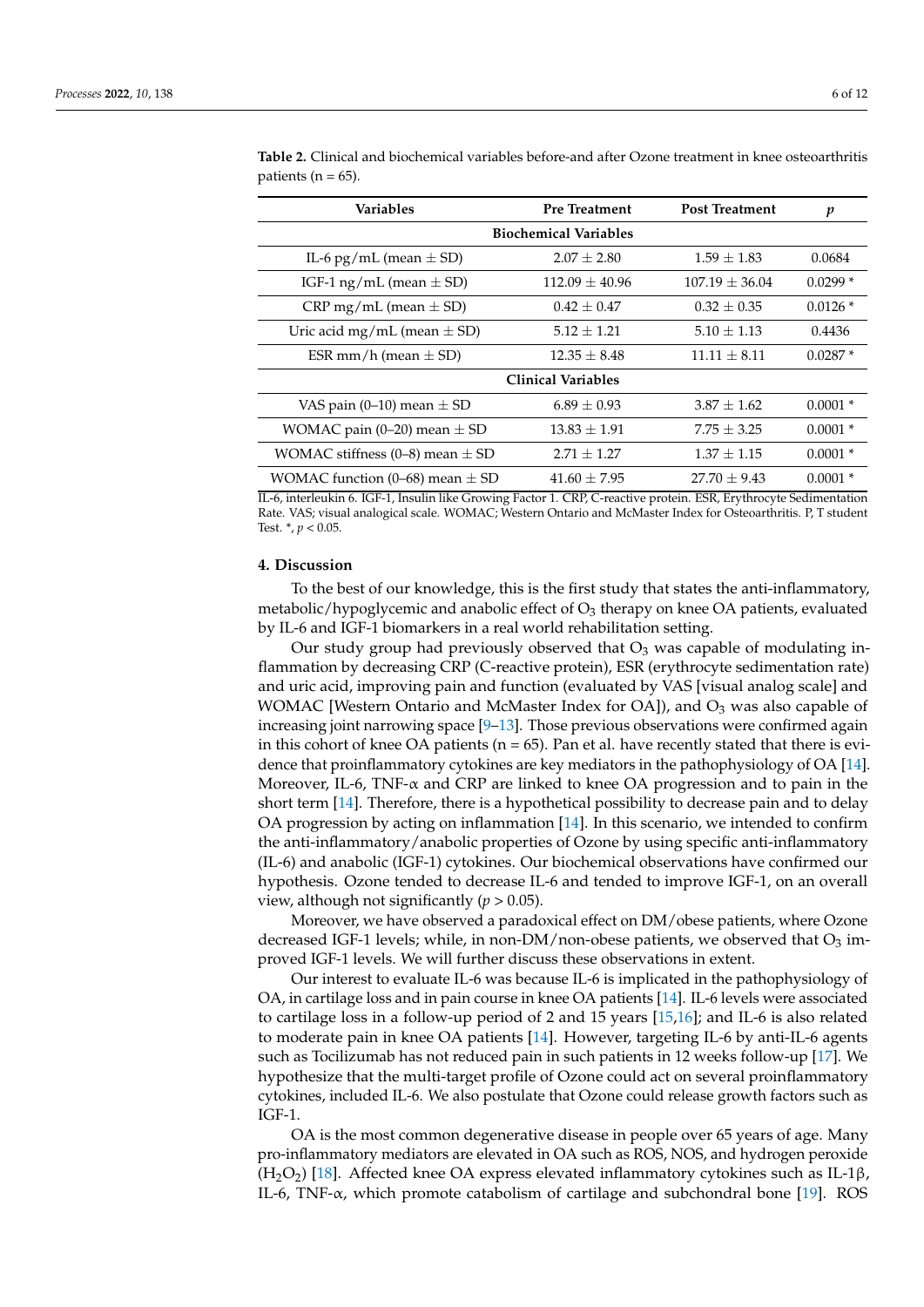**Table 2.** Clinical and biochemical variables before-and after Ozone treatment in knee osteoarthritis patients (n = 65).

| Variables | Pre Treatment | Post Treatment | *p* |
|---|---|---|---|
| **Biochemical Variables** | | | |
| IL-6 pg/mL (mean ± SD) | 2.07 ± 2.80 | 1.59 ± 1.83 | 0.0684 |
| IGF-1 ng/mL (mean ± SD) | 112.09 ± 40.96 | 107.19 ± 36.04 | 0.0299 * |
| CRP mg/mL (mean ± SD) | 0.42 ± 0.47 | 0.32 ± 0.35 | 0.0126 * |
| Uric acid mg/mL (mean ± SD) | 5.12 ± 1.21 | 5.10 ± 1.13 | 0.4436 |
| ESR mm/h (mean ± SD) | 12.35 ± 8.48 | 11.11 ± 8.11 | 0.0287 * |
| **Clinical Variables** | | | |
| VAS pain (0–10) mean ± SD | 6.89 ± 0.93 | 3.87 ± 1.62 | 0.0001 * |
| WOMAC pain (0–20) mean ± SD | 13.83 ± 1.91 | 7.75 ± 3.25 | 0.0001 * |
| WOMAC stiffness (0–8) mean ± SD | 2.71 ± 1.27 | 1.37 ± 1.15 | 0.0001 * |
| WOMAC function (0–68) mean ± SD | 41.60 ± 7.95 | 27.70 ± 9.43 | 0.0001 * |

IL-6, interleukin 6. IGF-1, Insulin like Growing Factor 1. CRP, C-reactive protein. ESR, Erythrocyte Sedimentation Rate. VAS; visual analogical scale. WOMAC; Western Ontario and McMaster Index for Osteoarthritis. P, T student Test. *, $p < 0.05$.

## 4. Discussion

To the best of our knowledge, this is the first study that states the anti-inflammatory, metabolic/hypoglycemic and anabolic effect of $O_3$ therapy on knee OA patients, evaluated by IL-6 and IGF-1 biomarkers in a real world rehabilitation setting.

Our study group had previously observed that $O_3$ was capable of modulating inflammation by decreasing CRP (C-reactive protein), ESR (erythrocyte sedimentation rate) and uric acid, improving pain and function (evaluated by VAS [visual analog scale] and WOMAC [Western Ontario and McMaster Index for OA]), and $O_3$ was also capable of increasing joint narrowing space [9–13]. Those previous observations were confirmed again in this cohort of knee OA patients (n = 65). Pan et al. have recently stated that there is evidence that proinflammatory cytokines are key mediators in the pathophysiology of OA [14]. Moreover, IL-6, TNF-α and CRP are linked to knee OA progression and to pain in the short term [14]. Therefore, there is a hypothetical possibility to decrease pain and to delay OA progression by acting on inflammation [14]. In this scenario, we intended to confirm the anti-inflammatory/anabolic properties of Ozone by using specific anti-inflammatory (IL-6) and anabolic (IGF-1) cytokines. Our biochemical observations have confirmed our hypothesis. Ozone tended to decrease IL-6 and tended to improve IGF-1, on an overall view, although not significantly ($p > 0.05$).

Moreover, we have observed a paradoxical effect on DM/obese patients, where Ozone decreased IGF-1 levels; while, in non-DM/non-obese patients, we observed that $O_3$ improved IGF-1 levels. We will further discuss these observations in extent.

Our interest to evaluate IL-6 was because IL-6 is implicated in the pathophysiology of OA, in cartilage loss and in pain course in knee OA patients [14]. IL-6 levels were associated to cartilage loss in a follow-up period of 2 and 15 years [15,16]; and IL-6 is also related to moderate pain in knee OA patients [14]. However, targeting IL-6 by anti-IL-6 agents such as Tocilizumab has not reduced pain in such patients in 12 weeks follow-up [17]. We hypothesize that the multi-target profile of Ozone could act on several proinflammatory cytokines, included IL-6. We also postulate that Ozone could release growth factors such as IGF-1.

OA is the most common degenerative disease in people over 65 years of age. Many pro-inflammatory mediators are elevated in OA such as ROS, NOS, and hydrogen peroxide ($H_2O_2$) [18]. Affected knee OA express elevated inflammatory cytokines such as IL-1β, IL-6, TNF-α, which promote catabolism of cartilage and subchondral bone [19]. ROS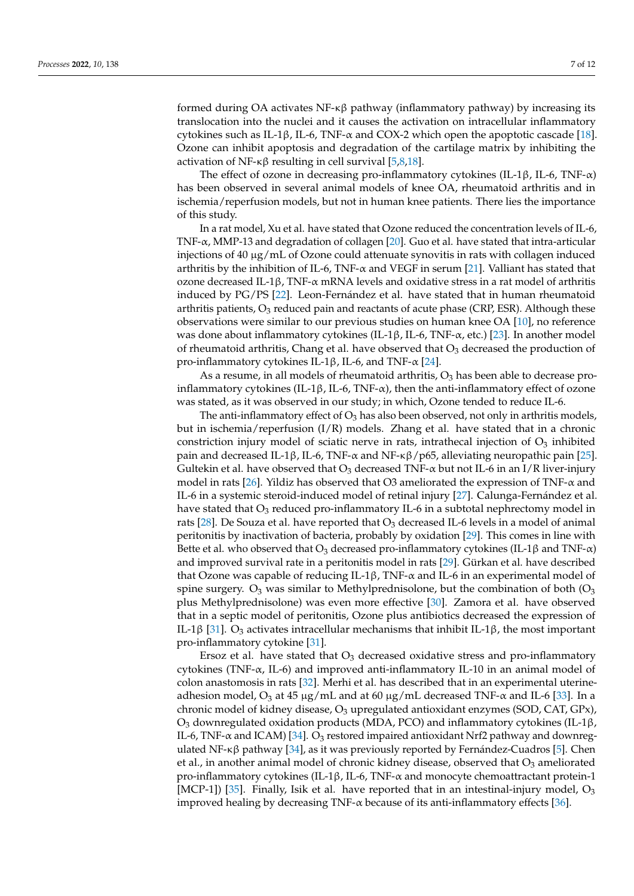formed during OA activates NF-κβ pathway (inflammatory pathway) by increasing its translocation into the nuclei and it causes the activation on intracellular inflammatory cytokines such as IL-1β, IL-6, TNF-α and COX-2 which open the apoptotic cascade [18]. Ozone can inhibit apoptosis and degradation of the cartilage matrix by inhibiting the activation of NF-κβ resulting in cell survival [5,8,18].

The effect of ozone in decreasing pro-inflammatory cytokines (IL-1β, IL-6, TNF-α) has been observed in several animal models of knee OA, rheumatoid arthritis and in ischemia/reperfusion models, but not in human knee patients. There lies the importance of this study.

In a rat model, Xu et al. have stated that Ozone reduced the concentration levels of IL-6, TNF-α, MMP-13 and degradation of collagen [20]. Guo et al. have stated that intra-articular injections of 40 μg/mL of Ozone could attenuate synovitis in rats with collagen induced arthritis by the inhibition of IL-6, TNF-α and VEGF in serum [21]. Valliant has stated that ozone decreased IL-1β, TNF-α mRNA levels and oxidative stress in a rat model of arthritis induced by PG/PS [22]. Leon-Fernández et al. have stated that in human rheumatoid arthritis patients, $O_3$ reduced pain and reactants of acute phase (CRP, ESR). Although these observations were similar to our previous studies on human knee OA [10], no reference was done about inflammatory cytokines (IL-1β, IL-6, TNF-α, etc.) [23]. In another model of rheumatoid arthritis, Chang et al. have observed that $O_3$ decreased the production of pro-inflammatory cytokines IL-1β, IL-6, and TNF-α [24].

As a resume, in all models of rheumatoid arthritis, $O_3$ has been able to decrease pro-inflammatory cytokines (IL-1β, IL-6, TNF-α), then the anti-inflammatory effect of ozone was stated, as it was observed in our study; in which, Ozone tended to reduce IL-6.

The anti-inflammatory effect of $O_3$ has also been observed, not only in arthritis models, but in ischemia/reperfusion (I/R) models. Zhang et al. have stated that in a chronic constriction injury model of sciatic nerve in rats, intrathecal injection of $O_3$ inhibited pain and decreased IL-1β, IL-6, TNF-α and NF-κβ/p65, alleviating neuropathic pain [25]. Gultekin et al. have observed that $O_3$ decreased TNF-α but not IL-6 in an I/R liver-injury model in rats [26]. Yildiz has observed that O3 ameliorated the expression of TNF-α and IL-6 in a systemic steroid-induced model of retinal injury [27]. Calunga-Fernández et al. have stated that $O_3$ reduced pro-inflammatory IL-6 in a subtotal nephrectomy model in rats [28]. De Souza et al. have reported that $O_3$ decreased IL-6 levels in a model of animal peritonitis by inactivation of bacteria, probably by oxidation [29]. This comes in line with Bette et al. who observed that $O_3$ decreased pro-inflammatory cytokines (IL-1β and TNF-α) and improved survival rate in a peritonitis model in rats [29]. Gürkan et al. have described that Ozone was capable of reducing IL-1β, TNF-α and IL-6 in an experimental model of spine surgery. $O_3$ was similar to Methylprednisolone, but the combination of both ($O_3$ plus Methylprednisolone) was even more effective [30]. Zamora et al. have observed that in a septic model of peritonitis, Ozone plus antibiotics decreased the expression of IL-1β [31]. $O_3$ activates intracellular mechanisms that inhibit IL-1β, the most important pro-inflammatory cytokine [31].

Ersoz et al. have stated that $O_3$ decreased oxidative stress and pro-inflammatory cytokines (TNF-α, IL-6) and improved anti-inflammatory IL-10 in an animal model of colon anastomosis in rats [32]. Merhi et al. has described that in an experimental uterine-adhesion model, $O_3$ at 45 μg/mL and at 60 μg/mL decreased TNF-α and IL-6 [33]. In a chronic model of kidney disease, $O_3$ upregulated antioxidant enzymes (SOD, CAT, GPx), $O_3$ downregulated oxidation products (MDA, PCO) and inflammatory cytokines (IL-1β, IL-6, TNF-α and ICAM) [34]. $O_3$ restored impaired antioxidant Nrf2 pathway and downregulated NF-κβ pathway [34], as it was previously reported by Fernández-Cuadros [5]. Chen et al., in another animal model of chronic kidney disease, observed that $O_3$ ameliorated pro-inflammatory cytokines (IL-1β, IL-6, TNF-α and monocyte chemoattractant protein-1 [MCP-1]) [35]. Finally, Isik et al. have reported that in an intestinal-injury model, $O_3$ improved healing by decreasing TNF-α because of its anti-inflammatory effects [36].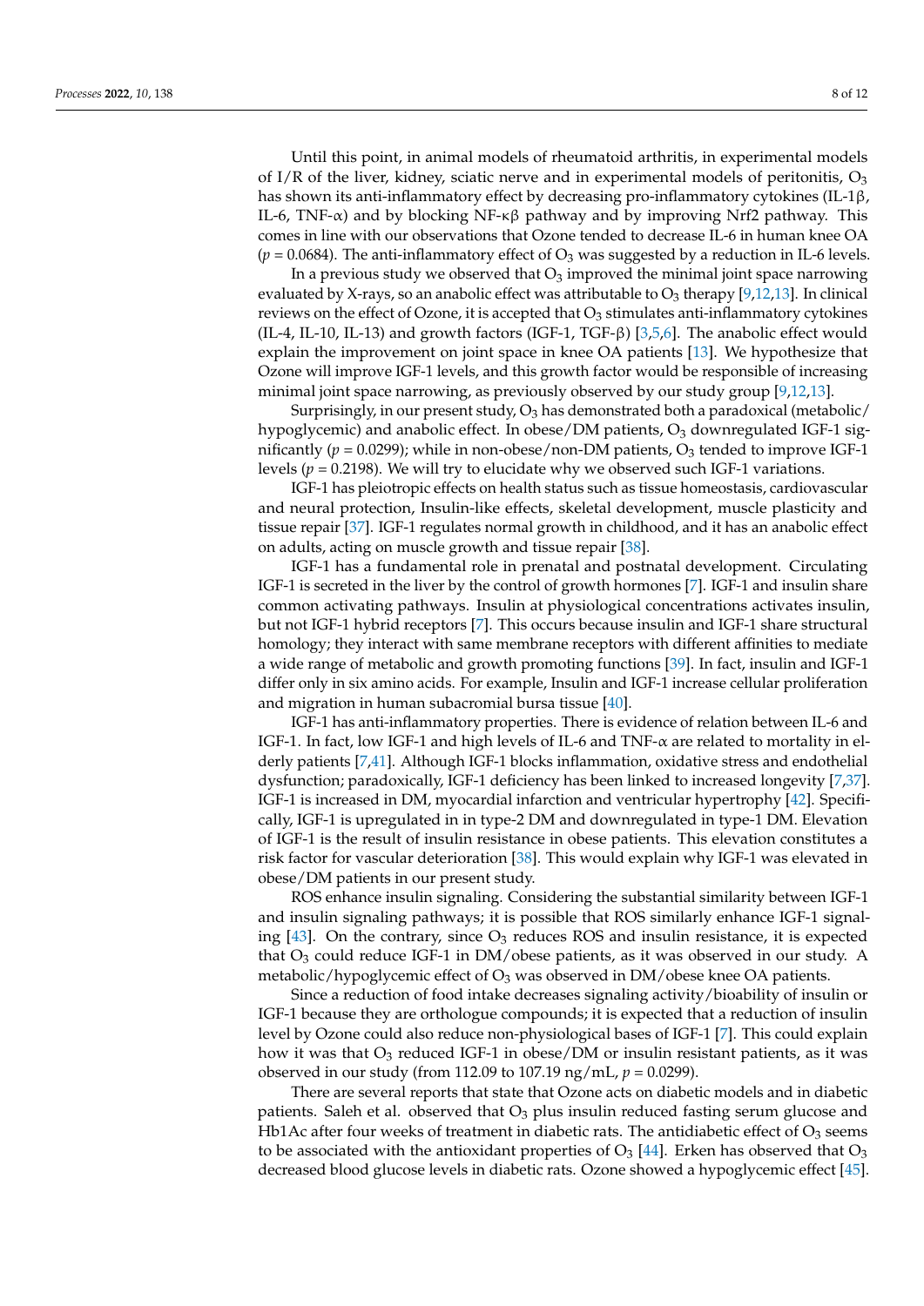Until this point, in animal models of rheumatoid arthritis, in experimental models of I/R of the liver, kidney, sciatic nerve and in experimental models of peritonitis, $O_3$ has shown its anti-inflammatory effect by decreasing pro-inflammatory cytokines (IL-1β, IL-6, TNF-α) and by blocking NF-κβ pathway and by improving Nrf2 pathway. This comes in line with our observations that Ozone tended to decrease IL-6 in human knee OA ($p = 0.0684$). The anti-inflammatory effect of $O_3$ was suggested by a reduction in IL-6 levels.

In a previous study we observed that $O_3$ improved the minimal joint space narrowing evaluated by X-rays, so an anabolic effect was attributable to $O_3$ therapy [9,12,13]. In clinical reviews on the effect of Ozone, it is accepted that $O_3$ stimulates anti-inflammatory cytokines (IL-4, IL-10, IL-13) and growth factors (IGF-1, TGF-β) [3,5,6]. The anabolic effect would explain the improvement on joint space in knee OA patients [13]. We hypothesize that Ozone will improve IGF-1 levels, and this growth factor would be responsible of increasing minimal joint space narrowing, as previously observed by our study group [9,12,13].

Surprisingly, in our present study, $O_3$ has demonstrated both a paradoxical (metabolic/hypoglycemic) and anabolic effect. In obese/DM patients, $O_3$ downregulated IGF-1 significantly ($p = 0.0299$); while in non-obese/non-DM patients, $O_3$ tended to improve IGF-1 levels ($p = 0.2198$). We will try to elucidate why we observed such IGF-1 variations.

IGF-1 has pleiotropic effects on health status such as tissue homeostasis, cardiovascular and neural protection, Insulin-like effects, skeletal development, muscle plasticity and tissue repair [37]. IGF-1 regulates normal growth in childhood, and it has an anabolic effect on adults, acting on muscle growth and tissue repair [38].

IGF-1 has a fundamental role in prenatal and postnatal development. Circulating IGF-1 is secreted in the liver by the control of growth hormones [7]. IGF-1 and insulin share common activating pathways. Insulin at physiological concentrations activates insulin, but not IGF-1 hybrid receptors [7]. This occurs because insulin and IGF-1 share structural homology; they interact with same membrane receptors with different affinities to mediate a wide range of metabolic and growth promoting functions [39]. In fact, insulin and IGF-1 differ only in six amino acids. For example, Insulin and IGF-1 increase cellular proliferation and migration in human subacromial bursa tissue [40].

IGF-1 has anti-inflammatory properties. There is evidence of relation between IL-6 and IGF-1. In fact, low IGF-1 and high levels of IL-6 and TNF-α are related to mortality in elderly patients [7,41]. Although IGF-1 blocks inflammation, oxidative stress and endothelial dysfunction; paradoxically, IGF-1 deficiency has been linked to increased longevity [7,37]. IGF-1 is increased in DM, myocardial infarction and ventricular hypertrophy [42]. Specifically, IGF-1 is upregulated in in type-2 DM and downregulated in type-1 DM. Elevation of IGF-1 is the result of insulin resistance in obese patients. This elevation constitutes a risk factor for vascular deterioration [38]. This would explain why IGF-1 was elevated in obese/DM patients in our present study.

ROS enhance insulin signaling. Considering the substantial similarity between IGF-1 and insulin signaling pathways; it is possible that ROS similarly enhance IGF-1 signaling [43]. On the contrary, since $O_3$ reduces ROS and insulin resistance, it is expected that $O_3$ could reduce IGF-1 in DM/obese patients, as it was observed in our study. A metabolic/hypoglycemic effect of $O_3$ was observed in DM/obese knee OA patients.

Since a reduction of food intake decreases signaling activity/bioability of insulin or IGF-1 because they are orthologue compounds; it is expected that a reduction of insulin level by Ozone could also reduce non-physiological bases of IGF-1 [7]. This could explain how it was that $O_3$ reduced IGF-1 in obese/DM or insulin resistant patients, as it was observed in our study (from 112.09 to 107.19 ng/mL, $p = 0.0299$).

There are several reports that state that Ozone acts on diabetic models and in diabetic patients. Saleh et al. observed that $O_3$ plus insulin reduced fasting serum glucose and Hb1Ac after four weeks of treatment in diabetic rats. The antidiabetic effect of $O_3$ seems to be associated with the antioxidant properties of $O_3$ [44]. Erken has observed that $O_3$ decreased blood glucose levels in diabetic rats. Ozone showed a hypoglycemic effect [45].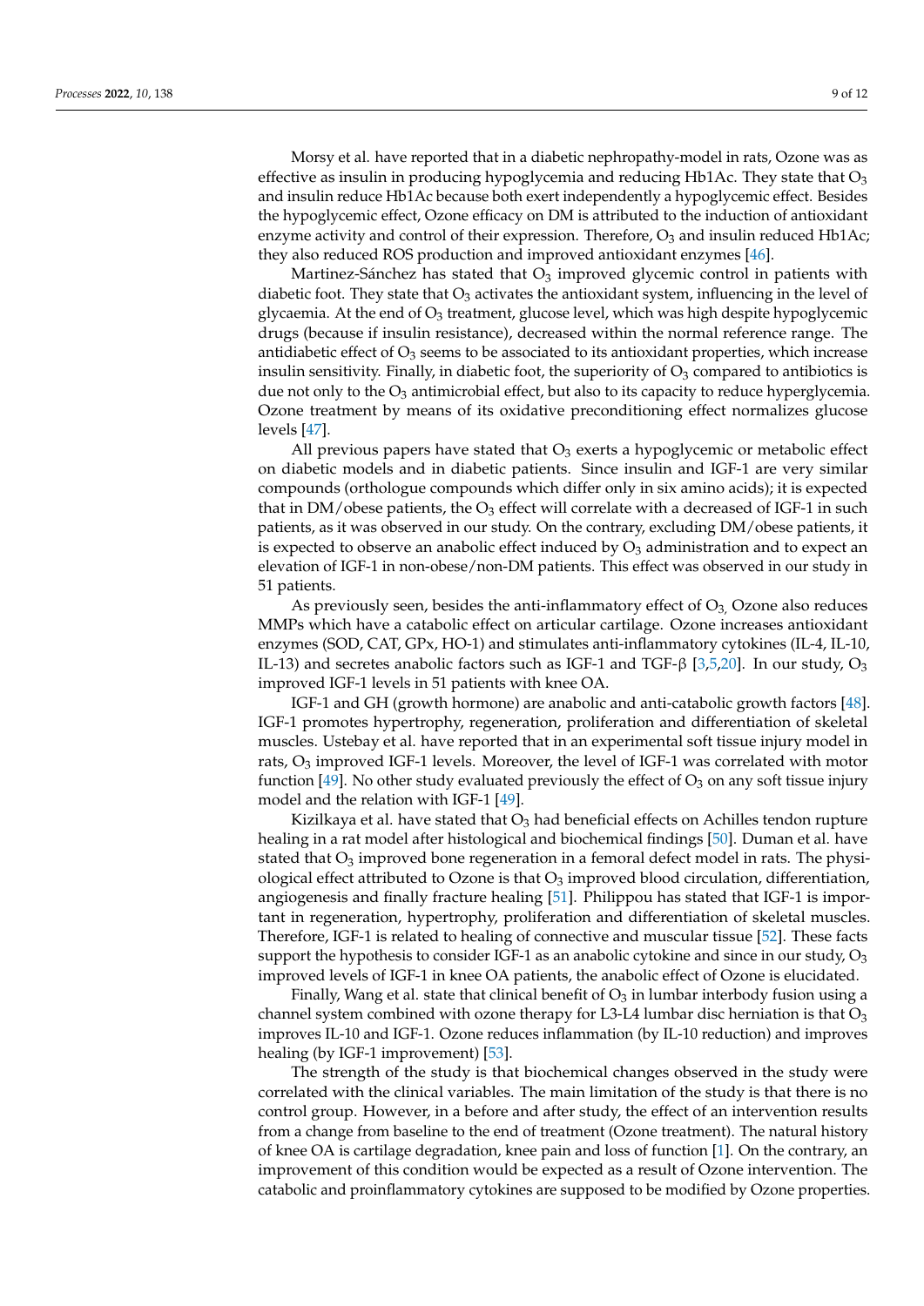Morsy et al. have reported that in a diabetic nephropathy-model in rats, Ozone was as effective as insulin in producing hypoglycemia and reducing Hb1Ac. They state that $O_3$ and insulin reduce Hb1Ac because both exert independently a hypoglycemic effect. Besides the hypoglycemic effect, Ozone efficacy on DM is attributed to the induction of antioxidant enzyme activity and control of their expression. Therefore, $O_3$ and insulin reduced Hb1Ac; they also reduced ROS production and improved antioxidant enzymes [46].

Martinez-Sánchez has stated that $O_3$ improved glycemic control in patients with diabetic foot. They state that $O_3$ activates the antioxidant system, influencing in the level of glycaemia. At the end of $O_3$ treatment, glucose level, which was high despite hypoglycemic drugs (because if insulin resistance), decreased within the normal reference range. The antidiabetic effect of $O_3$ seems to be associated to its antioxidant properties, which increase insulin sensitivity. Finally, in diabetic foot, the superiority of $O_3$ compared to antibiotics is due not only to the $O_3$ antimicrobial effect, but also to its capacity to reduce hyperglycemia. Ozone treatment by means of its oxidative preconditioning effect normalizes glucose levels [47].

All previous papers have stated that $O_3$ exerts a hypoglycemic or metabolic effect on diabetic models and in diabetic patients. Since insulin and IGF-1 are very similar compounds (orthologue compounds which differ only in six amino acids); it is expected that in DM/obese patients, the $O_3$ effect will correlate with a decreased of IGF-1 in such patients, as it was observed in our study. On the contrary, excluding DM/obese patients, it is expected to observe an anabolic effect induced by $O_3$ administration and to expect an elevation of IGF-1 in non-obese/non-DM patients. This effect was observed in our study in 51 patients.

As previously seen, besides the anti-inflammatory effect of $O_3$, Ozone also reduces MMPs which have a catabolic effect on articular cartilage. Ozone increases antioxidant enzymes (SOD, CAT, GPx, HO-1) and stimulates anti-inflammatory cytokines (IL-4, IL-10, IL-13) and secretes anabolic factors such as IGF-1 and TGF-β [3,5,20]. In our study, $O_3$ improved IGF-1 levels in 51 patients with knee OA.

IGF-1 and GH (growth hormone) are anabolic and anti-catabolic growth factors [48]. IGF-1 promotes hypertrophy, regeneration, proliferation and differentiation of skeletal muscles. Ustebay et al. have reported that in an experimental soft tissue injury model in rats, $O_3$ improved IGF-1 levels. Moreover, the level of IGF-1 was correlated with motor function [49]. No other study evaluated previously the effect of $O_3$ on any soft tissue injury model and the relation with IGF-1 [49].

Kizilkaya et al. have stated that $O_3$ had beneficial effects on Achilles tendon rupture healing in a rat model after histological and biochemical findings [50]. Duman et al. have stated that $O_3$ improved bone regeneration in a femoral defect model in rats. The physiological effect attributed to Ozone is that $O_3$ improved blood circulation, differentiation, angiogenesis and finally fracture healing [51]. Philippou has stated that IGF-1 is important in regeneration, hypertrophy, proliferation and differentiation of skeletal muscles. Therefore, IGF-1 is related to healing of connective and muscular tissue [52]. These facts support the hypothesis to consider IGF-1 as an anabolic cytokine and since in our study, $O_3$ improved levels of IGF-1 in knee OA patients, the anabolic effect of Ozone is elucidated.

Finally, Wang et al. state that clinical benefit of $O_3$ in lumbar interbody fusion using a channel system combined with ozone therapy for L3-L4 lumbar disc herniation is that $O_3$ improves IL-10 and IGF-1. Ozone reduces inflammation (by IL-10 reduction) and improves healing (by IGF-1 improvement) [53].

The strength of the study is that biochemical changes observed in the study were correlated with the clinical variables. The main limitation of the study is that there is no control group. However, in a before and after study, the effect of an intervention results from a change from baseline to the end of treatment (Ozone treatment). The natural history of knee OA is cartilage degradation, knee pain and loss of function [1]. On the contrary, an improvement of this condition would be expected as a result of Ozone intervention. The catabolic and proinflammatory cytokines are supposed to be modified by Ozone properties.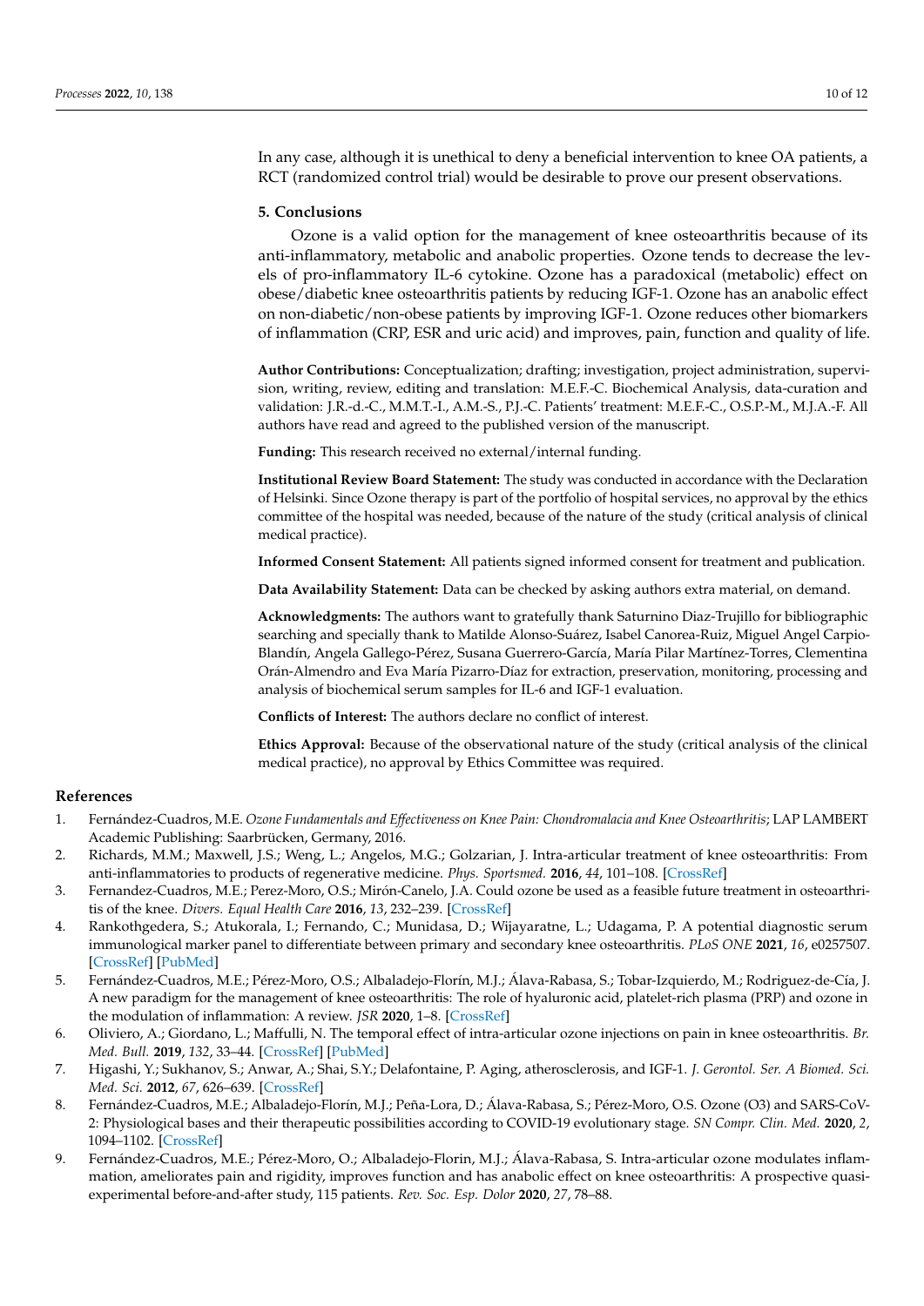In any case, although it is unethical to deny a beneficial intervention to knee OA patients, a RCT (randomized control trial) would be desirable to prove our present observations.

## 5. Conclusions

Ozone is a valid option for the management of knee osteoarthritis because of its anti-inflammatory, metabolic and anabolic properties. Ozone tends to decrease the levels of pro-inflammatory IL-6 cytokine. Ozone has a paradoxical (metabolic) effect on obese/diabetic knee osteoarthritis patients by reducing IGF-1. Ozone has an anabolic effect on non-diabetic/non-obese patients by improving IGF-1. Ozone reduces other biomarkers of inflammation (CRP, ESR and uric acid) and improves, pain, function and quality of life.

**Author Contributions:** Conceptualization; drafting; investigation, project administration, supervision, writing, review, editing and translation: M.E.F.-C. Biochemical Analysis, data-curation and validation: J.R.-d.-C., M.M.T.-I., A.M.-S., P.J.-C. Patients' treatment: M.E.F.-C., O.S.P.-M., M.J.A.-F. All authors have read and agreed to the published version of the manuscript.

**Funding:** This research received no external/internal funding.

**Institutional Review Board Statement:** The study was conducted in accordance with the Declaration of Helsinki. Since Ozone therapy is part of the portfolio of hospital services, no approval by the ethics committee of the hospital was needed, because of the nature of the study (critical analysis of clinical medical practice).

**Informed Consent Statement:** All patients signed informed consent for treatment and publication.

**Data Availability Statement:** Data can be checked by asking authors extra material, on demand.

**Acknowledgments:** The authors want to gratefully thank Saturnino Diaz-Trujillo for bibliographic searching and specially thank to Matilde Alonso-Suárez, Isabel Canorea-Ruiz, Miguel Angel Carpio-Blandín, Angela Gallego-Pérez, Susana Guerrero-García, María Pilar Martínez-Torres, Clementina Orán-Almendro and Eva María Pizarro-Díaz for extraction, preservation, monitoring, processing and analysis of biochemical serum samples for IL-6 and IGF-1 evaluation.

**Conflicts of Interest:** The authors declare no conflict of interest.

**Ethics Approval:** Because of the observational nature of the study (critical analysis of the clinical medical practice), no approval by Ethics Committee was required.

## References

1. Fernández-Cuadros, M.E. *Ozone Fundamentals and Effectiveness on Knee Pain: Chondromalacia and Knee Osteoarthritis*; LAP LAMBERT Academic Publishing: Saarbrücken, Germany, 2016.
2. Richards, M.M.; Maxwell, J.S.; Weng, L.; Angelos, M.G.; Golzarian, J. Intra-articular treatment of knee osteoarthritis: From anti-inflammatories to products of regenerative medicine. *Phys. Sportsmed.* **2016**, *44*, 101–108. [CrossRef]
3. Fernandez-Cuadros, M.E.; Perez-Moro, O.S.; Mirón-Canelo, J.A. Could ozone be used as a feasible future treatment in osteoarthritis of the knee. *Divers. Equal Health Care* **2016**, *13*, 232–239. [CrossRef]
4. Rankothgedera, S.; Atukorala, I.; Fernando, C.; Munidasa, D.; Wijayaratne, L.; Udagama, P. A potential diagnostic serum immunological marker panel to differentiate between primary and secondary knee osteoarthritis. *PLoS ONE* **2021**, *16*, e0257507. [CrossRef] [PubMed]
5. Fernández-Cuadros, M.E.; Pérez-Moro, O.S.; Albaladejo-Florín, M.J.; Álava-Rabasa, S.; Tobar-Izquierdo, M.; Rodriguez-de-Cía, J. A new paradigm for the management of knee osteoarthritis: The role of hyaluronic acid, platelet-rich plasma (PRP) and ozone in the modulation of inflammation: A review. *JSR* **2020**, 1–8. [CrossRef]
6. Oliviero, A.; Giordano, L.; Maffulli, N. The temporal effect of intra-articular ozone injections on pain in knee osteoarthritis. *Br. Med. Bull.* **2019**, *132*, 33–44. [CrossRef] [PubMed]
7. Higashi, Y.; Sukhanov, S.; Anwar, A.; Shai, S.Y.; Delafontaine, P. Aging, atherosclerosis, and IGF-1. *J. Gerontol. Ser. A Biomed. Sci. Med. Sci.* **2012**, *67*, 626–639. [CrossRef]
8. Fernández-Cuadros, M.E.; Albaladejo-Florín, M.J.; Peña-Lora, D.; Álava-Rabasa, S.; Pérez-Moro, O.S. Ozone ($O_3$) and SARS-CoV-2: Physiological bases and their therapeutic possibilities according to COVID-19 evolutionary stage. *SN Compr. Clin. Med.* **2020**, *2*, 1094–1102. [CrossRef]
9. Fernández-Cuadros, M.E.; Pérez-Moro, O.; Albaladejo-Florin, M.J.; Álava-Rabasa, S. Intra-articular ozone modulates inflammation, ameliorates pain and rigidity, improves function and has anabolic effect on knee osteoarthritis: A prospective quasi-experimental before-and-after study, 115 patients. *Rev. Soc. Esp. Dolor* **2020**, *27*, 78–88.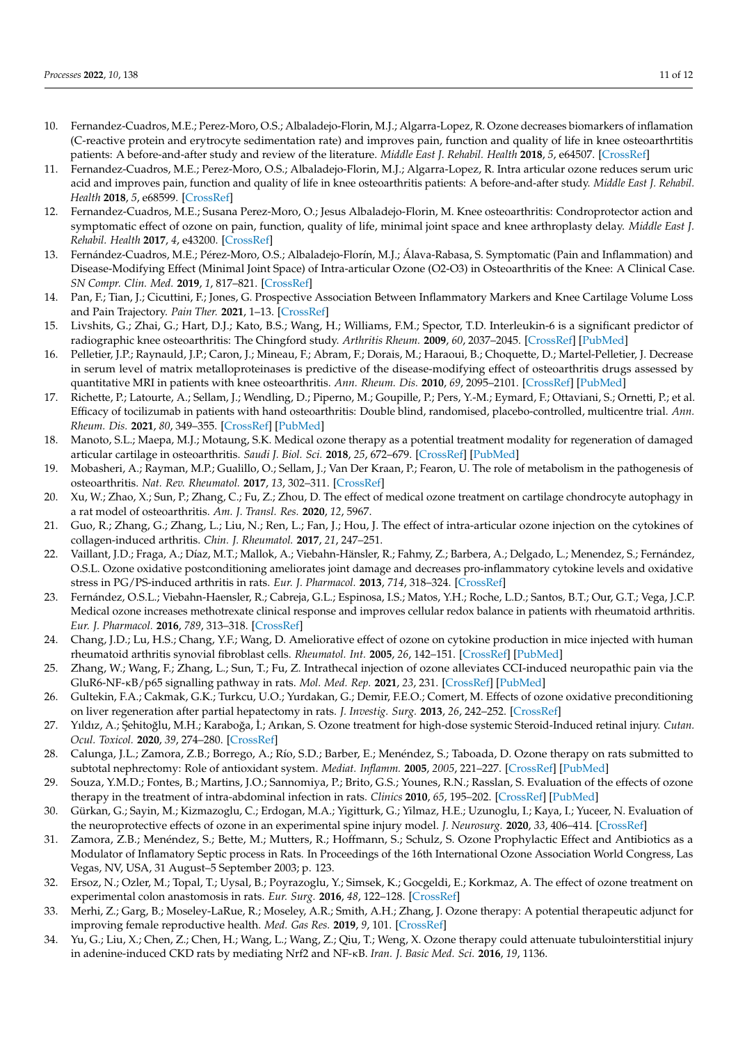10. Fernandez-Cuadros, M.E.; Perez-Moro, O.S.; Albaladejo-Florin, M.J.; Algarra-Lopez, R. Ozone decreases biomarkers of inflamation (C-reactive protein and erytrocyte sedimentation rate) and improves pain, function and quality of life in knee osteoarthritis patients: A before-and-after study and review of the literature. *Middle East J. Rehabil. Health* **2018**, *5*, e64507. [CrossRef]
11. Fernandez-Cuadros, M.E.; Perez-Moro, O.S.; Albaladejo-Florin, M.J.; Algarra-Lopez, R. Intra articular ozone reduces serum uric acid and improves pain, function and quality of life in knee osteoarthritis patients: A before-and-after study. *Middle East J. Rehabil. Health* **2018**, *5*, e68599. [CrossRef]
12. Fernandez-Cuadros, M.E.; Susana Perez-Moro, O.; Jesus Albaladejo-Florin, M. Knee osteoarthritis: Condroprotector action and symptomatic effect of ozone on pain, function, quality of life, minimal joint space and knee arthroplasty delay. *Middle East J. Rehabil. Health* **2017**, *4*, e43200. [CrossRef]
13. Fernández-Cuadros, M.E.; Pérez-Moro, O.S.; Albaladejo-Florín, M.J.; Álava-Rabasa, S. Symptomatic (Pain and Inflammation) and Disease-Modifying Effect (Minimal Joint Space) of Intra-articular Ozone (O2-O3) in Osteoarthritis of the Knee: A Clinical Case. *SN Compr. Clin. Med.* **2019**, *1*, 817–821. [CrossRef]
14. Pan, F.; Tian, J.; Cicuttini, F.; Jones, G. Prospective Association Between Inflammatory Markers and Knee Cartilage Volume Loss and Pain Trajectory. *Pain Ther.* **2021**, 1–13. [CrossRef]
15. Livshits, G.; Zhai, G.; Hart, D.J.; Kato, B.S.; Wang, H.; Williams, F.M.; Spector, T.D. Interleukin-6 is a significant predictor of radiographic knee osteoarthritis: The Chingford study. *Arthritis Rheum.* **2009**, *60*, 2037–2045. [CrossRef] [PubMed]
16. Pelletier, J.P.; Raynauld, J.P.; Caron, J.; Mineau, F.; Abram, F.; Dorais, M.; Haraoui, B.; Choquette, D.; Martel-Pelletier, J. Decrease in serum level of matrix metalloproteinases is predictive of the disease-modifying effect of osteoarthritis drugs assessed by quantitative MRI in patients with knee osteoarthritis. *Ann. Rheum. Dis.* **2010**, *69*, 2095–2101. [CrossRef] [PubMed]
17. Richette, P.; Latourte, A.; Sellam, J.; Wendling, D.; Piperno, M.; Goupille, P.; Pers, Y.-M.; Eymard, F.; Ottaviani, S.; Ornetti, P.; et al. Efficacy of tocilizumab in patients with hand osteoarthritis: Double blind, randomised, placebo-controlled, multicentre trial. *Ann. Rheum. Dis.* **2021**, *80*, 349–355. [CrossRef] [PubMed]
18. Manoto, S.L.; Maepa, M.J.; Motaung, S.K. Medical ozone therapy as a potential treatment modality for regeneration of damaged articular cartilage in osteoarthritis. *Saudi J. Biol. Sci.* **2018**, *25*, 672–679. [CrossRef] [PubMed]
19. Mobasheri, A.; Rayman, M.P.; Gualillo, O.; Sellam, J.; Van Der Kraan, P.; Fearon, U. The role of metabolism in the pathogenesis of osteoarthritis. *Nat. Rev. Rheumatol.* **2017**, *13*, 302–311. [CrossRef]
20. Xu, W.; Zhao, X.; Sun, P.; Zhang, C.; Fu, Z.; Zhou, D. The effect of medical ozone treatment on cartilage chondrocyte autophagy in a rat model of osteoarthritis. *Am. J. Transl. Res.* **2020**, *12*, 5967.
21. Guo, R.; Zhang, G.; Zhang, L.; Liu, N.; Ren, L.; Fan, J.; Hou, J. The effect of intra-articular ozone injection on the cytokines of collagen-induced arthritis. *Chin. J. Rheumatol.* **2017**, *21*, 247–251.
22. Vaillant, J.D.; Fraga, A.; Díaz, M.T.; Mallok, A.; Viebahn-Hänsler, R.; Fahmy, Z.; Barbera, A.; Delgado, L.; Menendez, S.; Fernández, O.S.L. Ozone oxidative postconditioning ameliorates joint damage and decreases pro-inflammatory cytokine levels and oxidative stress in PG/PS-induced arthritis in rats. *Eur. J. Pharmacol.* **2013**, *714*, 318–324. [CrossRef]
23. Fernández, O.S.L.; Viebahn-Haensler, R.; Cabreja, G.L.; Espinosa, I.S.; Matos, Y.H.; Roche, L.D.; Santos, B.T.; Our, G.T.; Vega, J.C.P. Medical ozone increases methotrexate clinical response and improves cellular redox balance in patients with rheumatoid arthritis. *Eur. J. Pharmacol.* **2016**, *789*, 313–318. [CrossRef]
24. Chang, J.D.; Lu, H.S.; Chang, Y.F.; Wang, D. Ameliorative effect of ozone on cytokine production in mice injected with human rheumatoid arthritis synovial fibroblast cells. *Rheumatol. Int.* **2005**, *26*, 142–151. [CrossRef] [PubMed]
25. Zhang, W.; Wang, F.; Zhang, L.; Sun, T.; Fu, Z. Intrathecal injection of ozone alleviates CCI-induced neuropathic pain via the GluR6-NF-κB/p65 signalling pathway in rats. *Mol. Med. Rep.* **2021**, *23*, 231. [CrossRef] [PubMed]
26. Gultekin, F.A.; Cakmak, G.K.; Turkcu, U.O.; Yurdakan, G.; Demir, F.E.O.; Comert, M. Effects of ozone oxidative preconditioning on liver regeneration after partial hepatectomy in rats. *J. Investig. Surg.* **2013**, *26*, 242–252. [CrossRef]
27. Yıldız, A.; Şehitoğlu, M.H.; Karaboğa, İ.; Arıkan, S. Ozone treatment for high-dose systemic Steroid-Induced retinal injury. *Cutan. Ocul. Toxicol.* **2020**, *39*, 274–280. [CrossRef]
28. Calunga, J.L.; Zamora, Z.B.; Borrego, A.; Río, S.D.; Barber, E.; Menéndez, S.; Taboada, D. Ozone therapy on rats submitted to subtotal nephrectomy: Role of antioxidant system. *Mediat. Inflamm.* **2005**, *2005*, 221–227. [CrossRef] [PubMed]
29. Souza, Y.M.D.; Fontes, B.; Martins, J.O.; Sannomiya, P.; Brito, G.S.; Younes, R.N.; Rasslan, S. Evaluation of the effects of ozone therapy in the treatment of intra-abdominal infection in rats. *Clinics* **2010**, *65*, 195–202. [CrossRef] [PubMed]
30. Gürkan, G.; Sayin, M.; Kizmazoglu, C.; Erdogan, M.A.; Yigitturk, G.; Yilmaz, H.E.; Uzunoglu, I.; Kaya, I.; Yuceer, N. Evaluation of the neuroprotective effects of ozone in an experimental spine injury model. *J. Neurosurg.* **2020**, *33*, 406–414. [CrossRef]
31. Zamora, Z.B.; Menéndez, S.; Bette, M.; Mutters, R.; Hoffmann, S.; Schulz, S. Ozone Prophylactic Effect and Antibiotics as a Modulator of Inflamatory Septic process in Rats. In Proceedings of the 16th International Ozone Association World Congress, Las Vegas, NV, USA, 31 August–5 September 2003; p. 123.
32. Ersoz, N.; Ozler, M.; Topal, T.; Uysal, B.; Poyrazoglu, Y.; Simsek, K.; Gocgeldi, E.; Korkmaz, A. The effect of ozone treatment on experimental colon anastomosis in rats. *Eur. Surg.* **2016**, *48*, 122–128. [CrossRef]
33. Merhi, Z.; Garg, B.; Moseley-LaRue, R.; Moseley, A.R.; Smith, A.H.; Zhang, J. Ozone therapy: A potential therapeutic adjunct for improving female reproductive health. *Med. Gas Res.* **2019**, *9*, 101. [CrossRef]
34. Yu, G.; Liu, X.; Chen, Z.; Chen, H.; Wang, L.; Wang, Z.; Qiu, T.; Weng, X. Ozone therapy could attenuate tubulointerstitial injury in adenine-induced CKD rats by mediating Nrf2 and NF-κB. *Iran. J. Basic Med. Sci.* **2016**, *19*, 1136.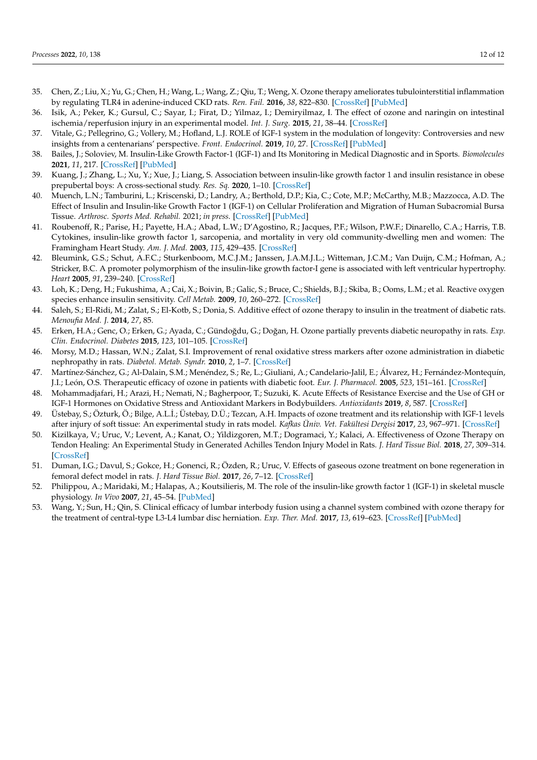35. Chen, Z.; Liu, X.; Yu, G.; Chen, H.; Wang, L.; Wang, Z.; Qiu, T.; Weng, X. Ozone therapy ameliorates tubulointerstitial inflammation by regulating TLR4 in adenine-induced CKD rats. *Ren. Fail.* **2016**, *38*, 822–830. [CrossRef] [PubMed]
36. Isik, A.; Peker, K.; Gursul, C.; Sayar, I.; Firat, D.; Yilmaz, I.; Demiryilmaz, I. The effect of ozone and naringin on intestinal ischemia/reperfusion injury in an experimental model. *Int. J. Surg.* **2015**, *21*, 38–44. [CrossRef]
37. Vitale, G.; Pellegrino, G.; Vollery, M.; Hofland, L.J. ROLE of IGF-1 system in the modulation of longevity: Controversies and new insights from a centenarians' perspective. *Front. Endocrinol.* **2019**, *10*, 27. [CrossRef] [PubMed]
38. Bailes, J.; Soloviev, M. Insulin-Like Growth Factor-1 (IGF-1) and Its Monitoring in Medical Diagnostic and in Sports. *Biomolecules* **2021**, *11*, 217. [CrossRef] [PubMed]
39. Kuang, J.; Zhang, L.; Xu, Y.; Xue, J.; Liang, S. Association between insulin-like growth factor 1 and insulin resistance in obese prepubertal boys: A cross-sectional study. *Res. Sq.* **2020**, 1–10. [CrossRef]
40. Muench, L.N.; Tamburini, L.; Kriscenski, D.; Landry, A.; Berthold, D.P.; Kia, C.; Cote, M.P.; McCarthy, M.B.; Mazzocca, A.D. The Effect of Insulin and Insulin-like Growth Factor 1 (IGF-1) on Cellular Proliferation and Migration of Human Subacromial Bursa Tissue. *Arthrosc. Sports Med. Rehabil.* 2021; *in press*. [CrossRef] [PubMed]
41. Roubenoff, R.; Parise, H.; Payette, H.A.; Abad, L.W.; D'Agostino, R.; Jacques, P.F.; Wilson, P.W.F.; Dinarello, C.A.; Harris, T.B. Cytokines, insulin-like growth factor 1, sarcopenia, and mortality in very old community-dwelling men and women: The Framingham Heart Study. *Am. J. Med.* **2003**, *115*, 429–435. [CrossRef]
42. Bleumink, G.S.; Schut, A.F.C.; Sturkenboom, M.C.J.M.; Janssen, J.A.M.J.L.; Witteman, J.C.M.; Van Duijn, C.M.; Hofman, A.; Stricker, B.C. A promoter polymorphism of the insulin-like growth factor-I gene is associated with left ventricular hypertrophy. *Heart* **2005**, *91*, 239–240. [CrossRef]
43. Loh, K.; Deng, H.; Fukushima, A.; Cai, X.; Boivin, B.; Galic, S.; Bruce, C.; Shields, B.J.; Skiba, B.; Ooms, L.M.; et al. Reactive oxygen species enhance insulin sensitivity. *Cell Metab.* **2009**, *10*, 260–272. [CrossRef]
44. Saleh, S.; El-Ridi, M.; Zalat, S.; El-Kotb, S.; Donia, S. Additive effect of ozone therapy to insulin in the treatment of diabetic rats. *Menoufia Med. J.* **2014**, *27*, 85.
45. Erken, H.A.; Genc, O.; Erken, G.; Ayada, C.; Gündoğdu, G.; Doğan, H. Ozone partially prevents diabetic neuropathy in rats. *Exp. Clin. Endocrinol. Diabetes* **2015**, *123*, 101–105. [CrossRef]
46. Morsy, M.D.; Hassan, W.N.; Zalat, S.I. Improvement of renal oxidative stress markers after ozone administration in diabetic nephropathy in rats. *Diabetol. Metab. Syndr.* **2010**, *2*, 1–7. [CrossRef]
47. Martínez-Sánchez, G.; Al-Dalain, S.M.; Menéndez, S.; Re, L.; Giuliani, A.; Candelario-Jalil, E.; Álvarez, H.; Fernández-Montequín, J.I.; León, O.S. Therapeutic efficacy of ozone in patients with diabetic foot. *Eur. J. Pharmacol.* **2005**, *523*, 151–161. [CrossRef]
48. Mohammadjafari, H.; Arazi, H.; Nemati, N.; Bagherpoor, T.; Suzuki, K. Acute Effects of Resistance Exercise and the Use of GH or IGF-1 Hormones on Oxidative Stress and Antioxidant Markers in Bodybuilders. *Antioxidants* **2019**, *8*, 587. [CrossRef]
49. Üstebay, S.; Özturk, Ö.; Bilge, A.L.İ.; Üstebay, D.Ü.; Tezcan, A.H. Impacts of ozone treatment and its relationship with IGF-1 levels after injury of soft tissue: An experimental study in rats model. *Kafkas Üniv. Vet. Fakültesi Dergisi* **2017**, *23*, 967–971. [CrossRef]
50. Kizilkaya, V.; Uruc, V.; Levent, A.; Kanat, O.; Yildizgoren, M.T.; Dogramaci, Y.; Kalaci, A. Effectiveness of Ozone Therapy on Tendon Healing: An Experimental Study in Generated Achilles Tendon Injury Model in Rats. *J. Hard Tissue Biol.* **2018**, *27*, 309–314. [CrossRef]
51. Duman, I.G.; Davul, S.; Gokce, H.; Gonenci, R.; Özden, R.; Uruc, V. Effects of gaseous ozone treatment on bone regeneration in femoral defect model in rats. *J. Hard Tissue Biol.* **2017**, *26*, 7–12. [CrossRef]
52. Philippou, A.; Maridaki, M.; Halapas, A.; Koutsilieris, M. The role of the insulin-like growth factor 1 (IGF-1) in skeletal muscle physiology. *In Vivo* **2007**, *21*, 45–54. [PubMed]
53. Wang, Y.; Sun, H.; Qin, S. Clinical efficacy of lumbar interbody fusion using a channel system combined with ozone therapy for the treatment of central-type L3-L4 lumbar disc herniation. *Exp. Ther. Med.* **2017**, *13*, 619–623. [CrossRef] [PubMed]